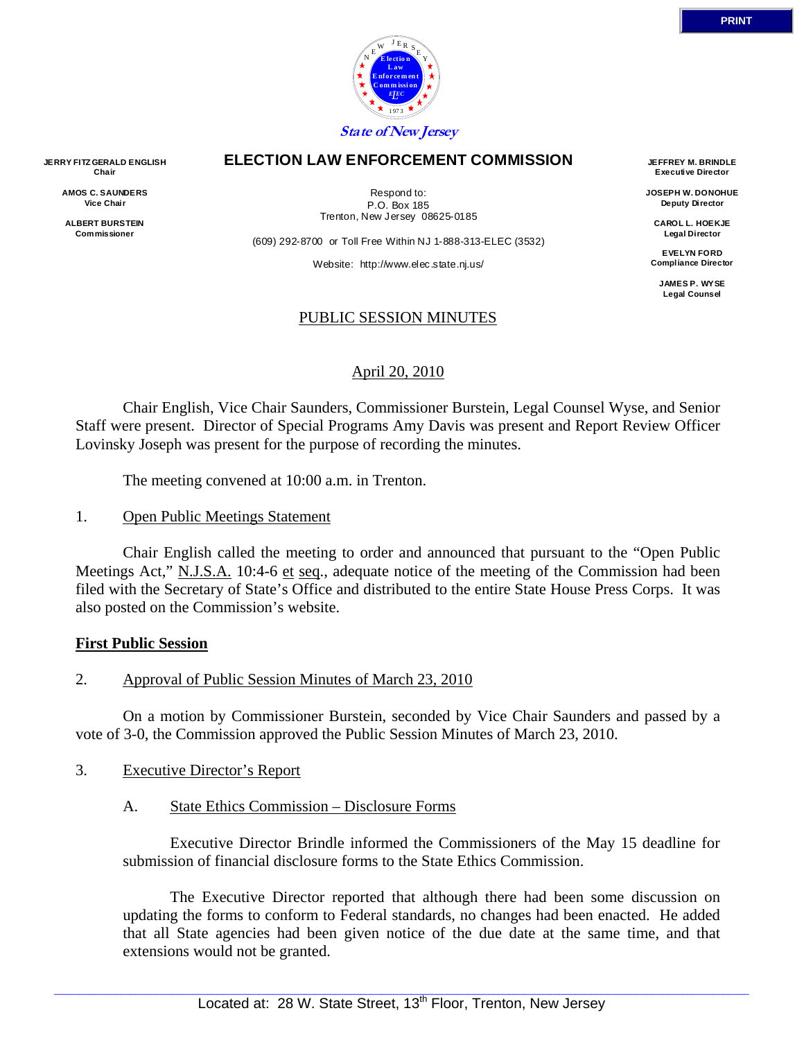State of New Jersey

**ELECTION LAW ENFORCEMENT COMMISSION**

**JERRY FITZGERALD ENGLISH**
**Chair**

**AMOS C. SAUNDERS**
**Vice Chair**

**ALBERT BURSTEIN**
**Commissioner**

Respond to:
P.O. Box 185
Trenton, New Jersey 08625-0185

(609) 292-8700 or Toll Free Within NJ 1-888-313-ELEC (3532)

Website: http://www.elec.state.nj.us/

**JEFFREY M. BRINDLE**
**Executive Director**

**JOSEPH W. DONOHUE**
**Deputy Director**

**CAROL L. HOEKJE**
**Legal Director**

**EVELYN FORD**
**Compliance Director**

**JAMES P. WYSE**
**Legal Counsel**

PUBLIC SESSION MINUTES

April 20, 2010

Chair English, Vice Chair Saunders, Commissioner Burstein, Legal Counsel Wyse, and Senior Staff were present. Director of Special Programs Amy Davis was present and Report Review Officer Lovinsky Joseph was present for the purpose of recording the minutes.

The meeting convened at 10:00 a.m. in Trenton.

1. Open Public Meetings Statement

Chair English called the meeting to order and announced that pursuant to the "Open Public Meetings Act," N.J.S.A. 10:4-6 et seq., adequate notice of the meeting of the Commission had been filed with the Secretary of State's Office and distributed to the entire State House Press Corps. It was also posted on the Commission's website.

**First Public Session**

2. Approval of Public Session Minutes of March 23, 2010

On a motion by Commissioner Burstein, seconded by Vice Chair Saunders and passed by a vote of 3-0, the Commission approved the Public Session Minutes of March 23, 2010.

3. Executive Director's Report

A. State Ethics Commission – Disclosure Forms

Executive Director Brindle informed the Commissioners of the May 15 deadline for submission of financial disclosure forms to the State Ethics Commission.

The Executive Director reported that although there had been some discussion on updating the forms to conform to Federal standards, no changes had been enacted. He added that all State agencies had been given notice of the due date at the same time, and that extensions would not be granted.

Located at: 28 W. State Street, 13th Floor, Trenton, New Jersey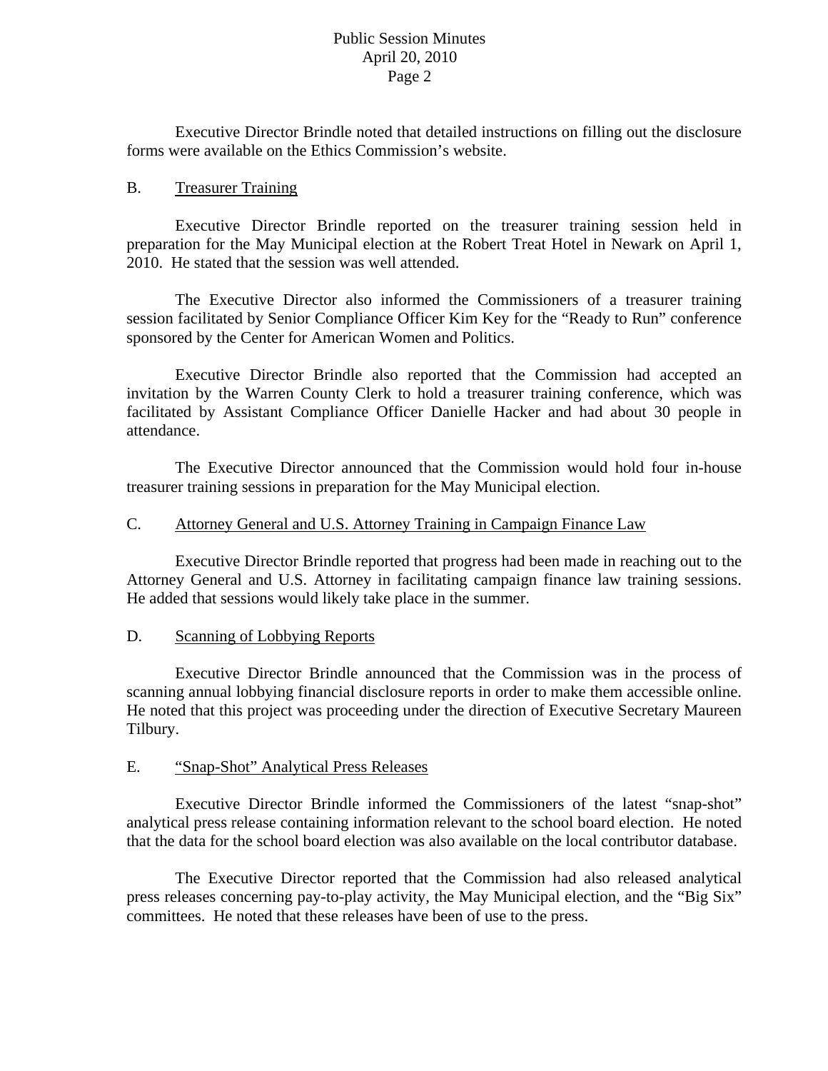Executive Director Brindle noted that detailed instructions on filling out the disclosure forms were available on the Ethics Commission's website.

B. <u>Treasurer Training</u>

Executive Director Brindle reported on the treasurer training session held in preparation for the May Municipal election at the Robert Treat Hotel in Newark on April 1, 2010. He stated that the session was well attended.

The Executive Director also informed the Commissioners of a treasurer training session facilitated by Senior Compliance Officer Kim Key for the "Ready to Run" conference sponsored by the Center for American Women and Politics.

Executive Director Brindle also reported that the Commission had accepted an invitation by the Warren County Clerk to hold a treasurer training conference, which was facilitated by Assistant Compliance Officer Danielle Hacker and had about 30 people in attendance.

The Executive Director announced that the Commission would hold four in-house treasurer training sessions in preparation for the May Municipal election.

C. <u>Attorney General and U.S. Attorney Training in Campaign Finance Law</u>

Executive Director Brindle reported that progress had been made in reaching out to the Attorney General and U.S. Attorney in facilitating campaign finance law training sessions. He added that sessions would likely take place in the summer.

D. <u>Scanning of Lobbying Reports</u>

Executive Director Brindle announced that the Commission was in the process of scanning annual lobbying financial disclosure reports in order to make them accessible online. He noted that this project was proceeding under the direction of Executive Secretary Maureen Tilbury.

E. <u>"Snap-Shot" Analytical Press Releases</u>

Executive Director Brindle informed the Commissioners of the latest "snap-shot" analytical press release containing information relevant to the school board election. He noted that the data for the school board election was also available on the local contributor database.

The Executive Director reported that the Commission had also released analytical press releases concerning pay-to-play activity, the May Municipal election, and the "Big Six" committees. He noted that these releases have been of use to the press.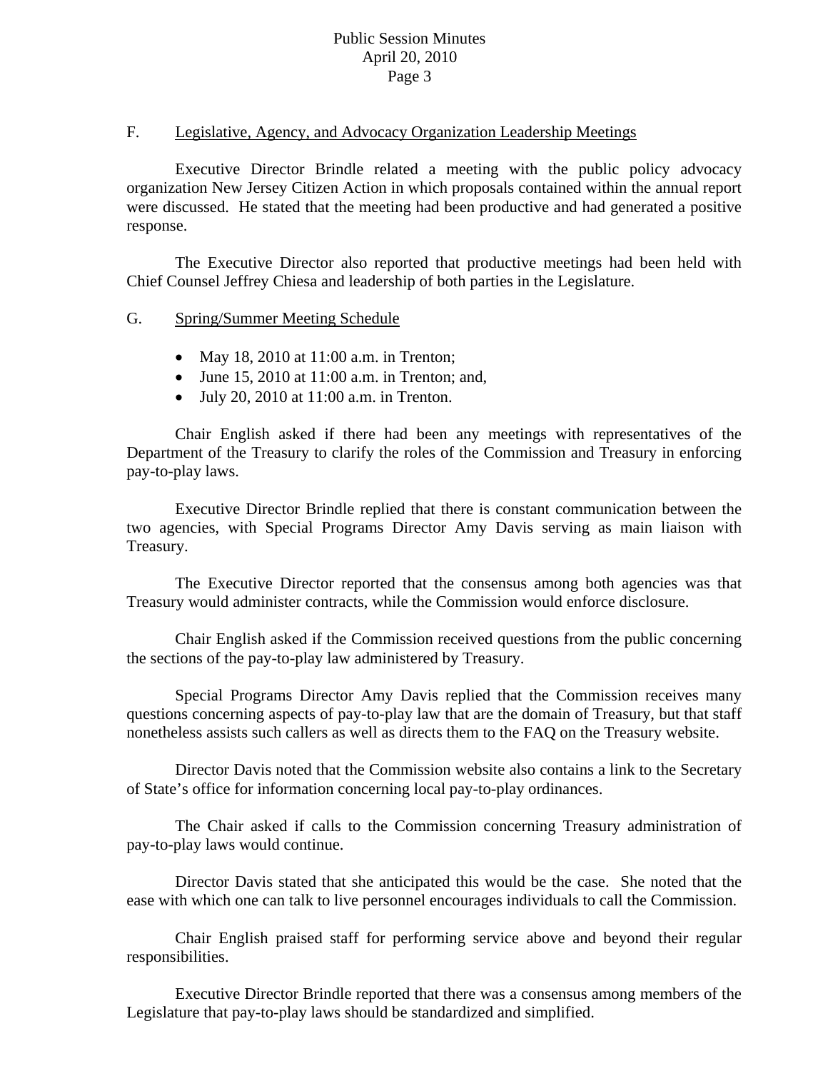F. Legislative, Agency, and Advocacy Organization Leadership Meetings

Executive Director Brindle related a meeting with the public policy advocacy organization New Jersey Citizen Action in which proposals contained within the annual report were discussed. He stated that the meeting had been productive and had generated a positive response.

The Executive Director also reported that productive meetings had been held with Chief Counsel Jeffrey Chiesa and leadership of both parties in the Legislature.

G. Spring/Summer Meeting Schedule

- May 18, 2010 at 11:00 a.m. in Trenton;
- June 15, 2010 at 11:00 a.m. in Trenton; and,
- July 20, 2010 at 11:00 a.m. in Trenton.

Chair English asked if there had been any meetings with representatives of the Department of the Treasury to clarify the roles of the Commission and Treasury in enforcing pay-to-play laws.

Executive Director Brindle replied that there is constant communication between the two agencies, with Special Programs Director Amy Davis serving as main liaison with Treasury.

The Executive Director reported that the consensus among both agencies was that Treasury would administer contracts, while the Commission would enforce disclosure.

Chair English asked if the Commission received questions from the public concerning the sections of the pay-to-play law administered by Treasury.

Special Programs Director Amy Davis replied that the Commission receives many questions concerning aspects of pay-to-play law that are the domain of Treasury, but that staff nonetheless assists such callers as well as directs them to the FAQ on the Treasury website.

Director Davis noted that the Commission website also contains a link to the Secretary of State's office for information concerning local pay-to-play ordinances.

The Chair asked if calls to the Commission concerning Treasury administration of pay-to-play laws would continue.

Director Davis stated that she anticipated this would be the case. She noted that the ease with which one can talk to live personnel encourages individuals to call the Commission.

Chair English praised staff for performing service above and beyond their regular responsibilities.

Executive Director Brindle reported that there was a consensus among members of the Legislature that pay-to-play laws should be standardized and simplified.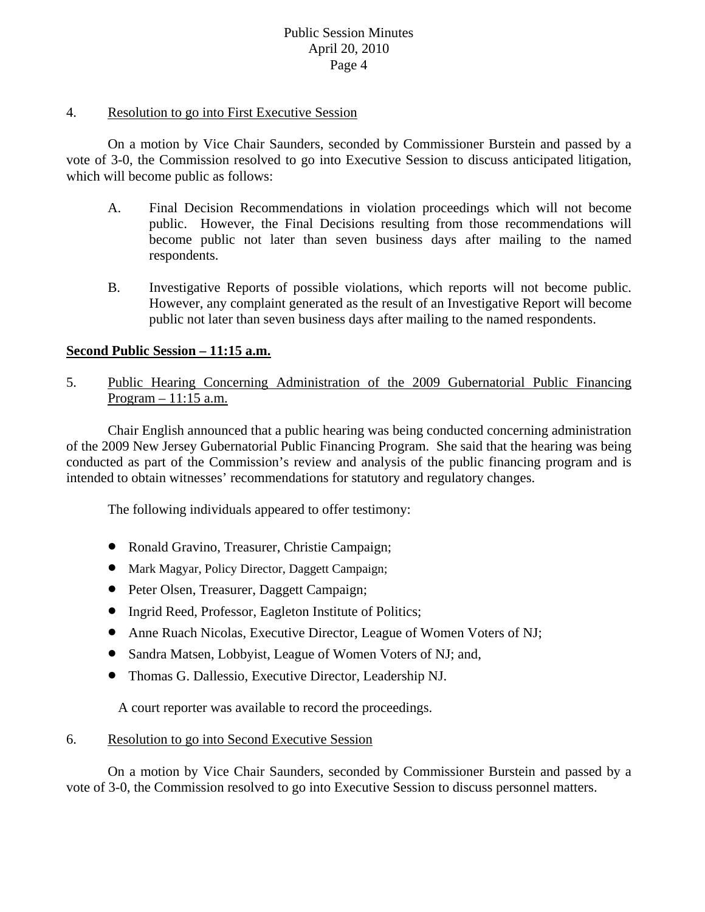4. <u>Resolution to go into First Executive Session</u>

On a motion by Vice Chair Saunders, seconded by Commissioner Burstein and passed by a vote of 3-0, the Commission resolved to go into Executive Session to discuss anticipated litigation, which will become public as follows:

A. Final Decision Recommendations in violation proceedings which will not become public. However, the Final Decisions resulting from those recommendations will become public not later than seven business days after mailing to the named respondents.

B. Investigative Reports of possible violations, which reports will not become public. However, any complaint generated as the result of an Investigative Report will become public not later than seven business days after mailing to the named respondents.

**<u>Second Public Session – 11:15 a.m.</u>**

5. <u>Public Hearing Concerning Administration of the 2009 Gubernatorial Public Financing Program – 11:15 a.m.</u>

Chair English announced that a public hearing was being conducted concerning administration of the 2009 New Jersey Gubernatorial Public Financing Program. She said that the hearing was being conducted as part of the Commission's review and analysis of the public financing program and is intended to obtain witnesses' recommendations for statutory and regulatory changes.

The following individuals appeared to offer testimony:

- Ronald Gravino, Treasurer, Christie Campaign;
- Mark Magyar, Policy Director, Daggett Campaign;
- Peter Olsen, Treasurer, Daggett Campaign;
- Ingrid Reed, Professor, Eagleton Institute of Politics;
- Anne Ruach Nicolas, Executive Director, League of Women Voters of NJ;
- Sandra Matsen, Lobbyist, League of Women Voters of NJ; and,
- Thomas G. Dallessio, Executive Director, Leadership NJ.

A court reporter was available to record the proceedings.

6. <u>Resolution to go into Second Executive Session</u>

On a motion by Vice Chair Saunders, seconded by Commissioner Burstein and passed by a vote of 3-0, the Commission resolved to go into Executive Session to discuss personnel matters.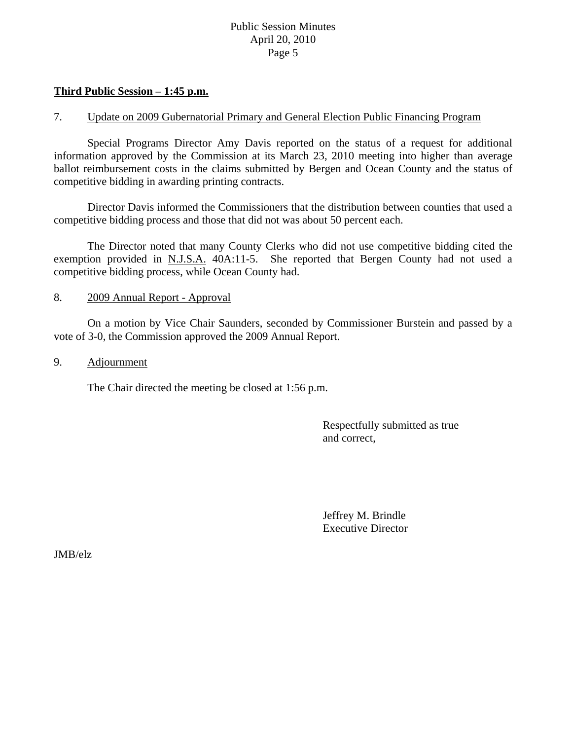**Third Public Session – 1:45 p.m.**

7. Update on 2009 Gubernatorial Primary and General Election Public Financing Program

Special Programs Director Amy Davis reported on the status of a request for additional information approved by the Commission at its March 23, 2010 meeting into higher than average ballot reimbursement costs in the claims submitted by Bergen and Ocean County and the status of competitive bidding in awarding printing contracts.

Director Davis informed the Commissioners that the distribution between counties that used a competitive bidding process and those that did not was about 50 percent each.

The Director noted that many County Clerks who did not use competitive bidding cited the exemption provided in N.J.S.A. 40A:11-5. She reported that Bergen County had not used a competitive bidding process, while Ocean County had.

8. 2009 Annual Report - Approval

On a motion by Vice Chair Saunders, seconded by Commissioner Burstein and passed by a vote of 3-0, the Commission approved the 2009 Annual Report.

9. Adjournment

The Chair directed the meeting be closed at 1:56 p.m.

Respectfully submitted as true and correct,

Jeffrey M. Brindle
Executive Director

JMB/elz